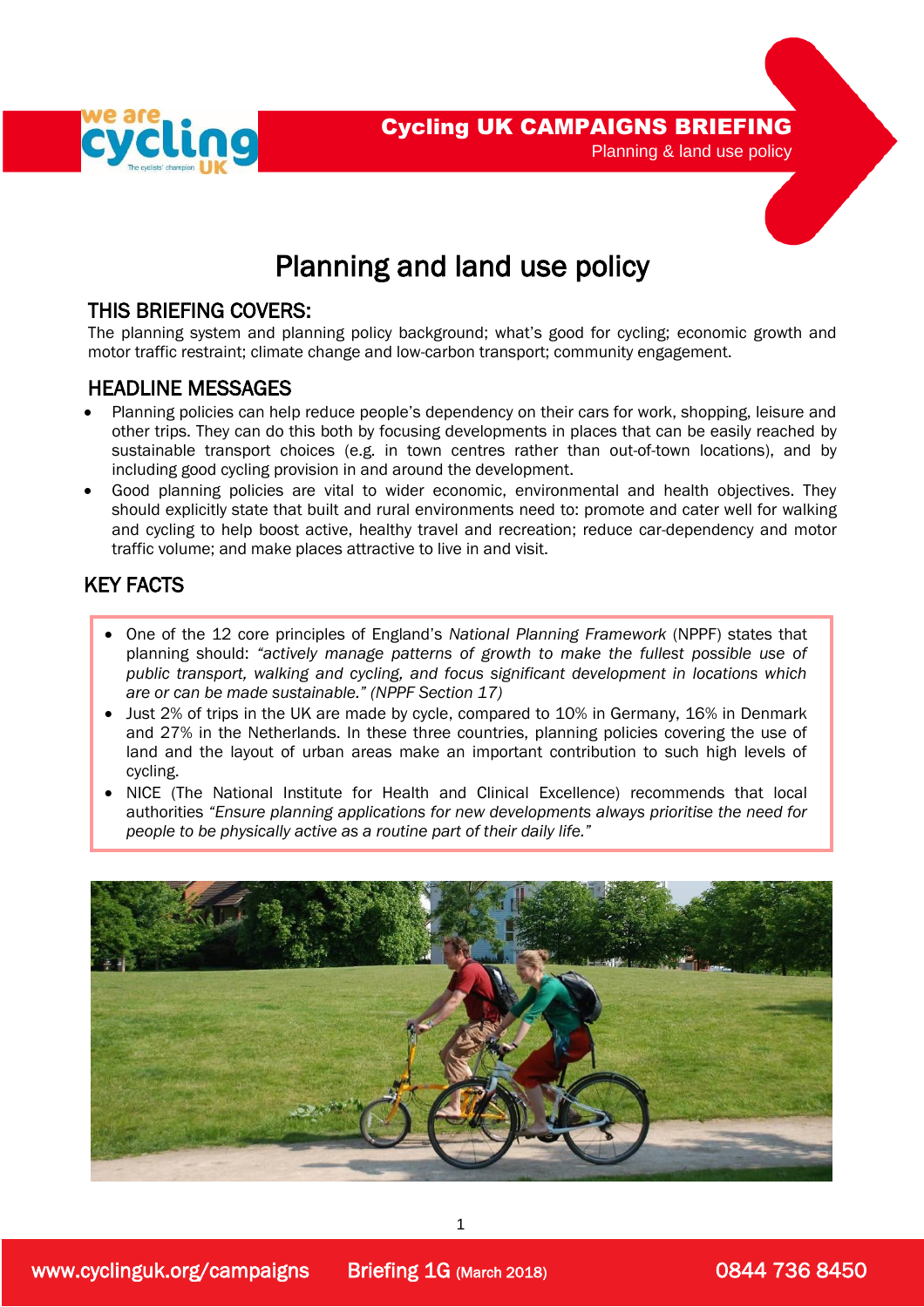Cycling UK CAMPAIGNS BRIEFING

Planning & land use policy

# Planning and land use policy

## THIS BRIEFING COVERS:

The planning system and planning policy background; what's good for cycling; economic growth and motor traffic restraint; climate change and low-carbon transport; community engagement.

## HEADLINE MESSAGES

- Planning policies can help reduce people's dependency on their cars for work, shopping, leisure and other trips. They can do this both by focusing developments in places that can be easily reached by sustainable transport choices (e.g. in town centres rather than out-of-town locations), and by including good cycling provision in and around the development.
- Good planning policies are vital to wider economic, environmental and health objectives. They should explicitly state that built and rural environments need to: promote and cater well for walking and cycling to help boost active, healthy travel and recreation; reduce car-dependency and motor traffic volume; and make places attractive to live in and visit.

## KEY FACTS

- One of the 12 core principles of England's *National Planning Framework* (NPPF) states that planning should: *"actively manage patterns of growth to make the fullest possible use of public transport, walking and cycling, and focus significant development in locations which are or can be made sustainable." (NPPF Section 17)*
- Just 2% of trips in the UK are made by cycle, compared to 10% in Germany, 16% in Denmark and 27% in the Netherlands. In these three countries, planning policies covering the use of land and the layout of urban areas make an important contribution to such high levels of cycling.
- NICE (The National Institute for Health and Clinical Excellence) recommends that local authorities *"Ensure planning applications for new developments always prioritise the need for people to be physically active as a routine part of their daily life."*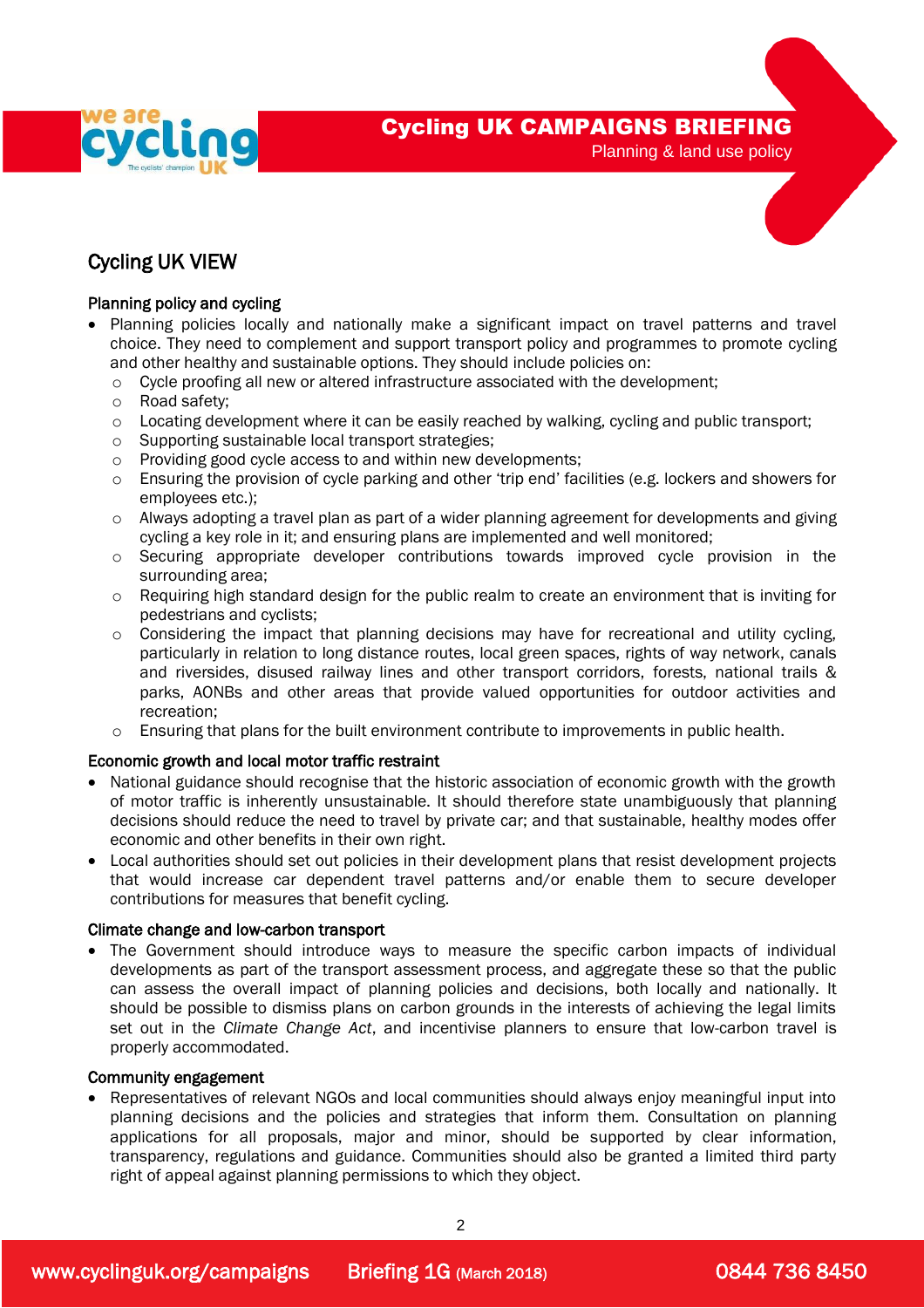## Cycling UK VIEW

### Planning policy and cycling

- Planning policies locally and nationally make a significant impact on travel patterns and travel choice. They need to complement and support transport policy and programmes to promote cycling and other healthy and sustainable options. They should include policies on:
  - Cycle proofing all new or altered infrastructure associated with the development;
  - Road safety;
  - Locating development where it can be easily reached by walking, cycling and public transport;
  - Supporting sustainable local transport strategies;
  - Providing good cycle access to and within new developments;
  - Ensuring the provision of cycle parking and other 'trip end' facilities (e.g. lockers and showers for employees etc.);
  - Always adopting a travel plan as part of a wider planning agreement for developments and giving cycling a key role in it; and ensuring plans are implemented and well monitored;
  - Securing appropriate developer contributions towards improved cycle provision in the surrounding area;
  - Requiring high standard design for the public realm to create an environment that is inviting for pedestrians and cyclists;
  - Considering the impact that planning decisions may have for recreational and utility cycling, particularly in relation to long distance routes, local green spaces, rights of way network, canals and riversides, disused railway lines and other transport corridors, forests, national trails & parks, AONBs and other areas that provide valued opportunities for outdoor activities and recreation;
  - Ensuring that plans for the built environment contribute to improvements in public health.

### Economic growth and local motor traffic restraint

- National guidance should recognise that the historic association of economic growth with the growth of motor traffic is inherently unsustainable. It should therefore state unambiguously that planning decisions should reduce the need to travel by private car; and that sustainable, healthy modes offer economic and other benefits in their own right.
- Local authorities should set out policies in their development plans that resist development projects that would increase car dependent travel patterns and/or enable them to secure developer contributions for measures that benefit cycling.

### Climate change and low-carbon transport

- The Government should introduce ways to measure the specific carbon impacts of individual developments as part of the transport assessment process, and aggregate these so that the public can assess the overall impact of planning policies and decisions, both locally and nationally. It should be possible to dismiss plans on carbon grounds in the interests of achieving the legal limits set out in the *Climate Change Act*, and incentivise planners to ensure that low-carbon travel is properly accommodated.

### Community engagement

- Representatives of relevant NGOs and local communities should always enjoy meaningful input into planning decisions and the policies and strategies that inform them. Consultation on planning applications for all proposals, major and minor, should be supported by clear information, transparency, regulations and guidance. Communities should also be granted a limited third party right of appeal against planning permissions to which they object.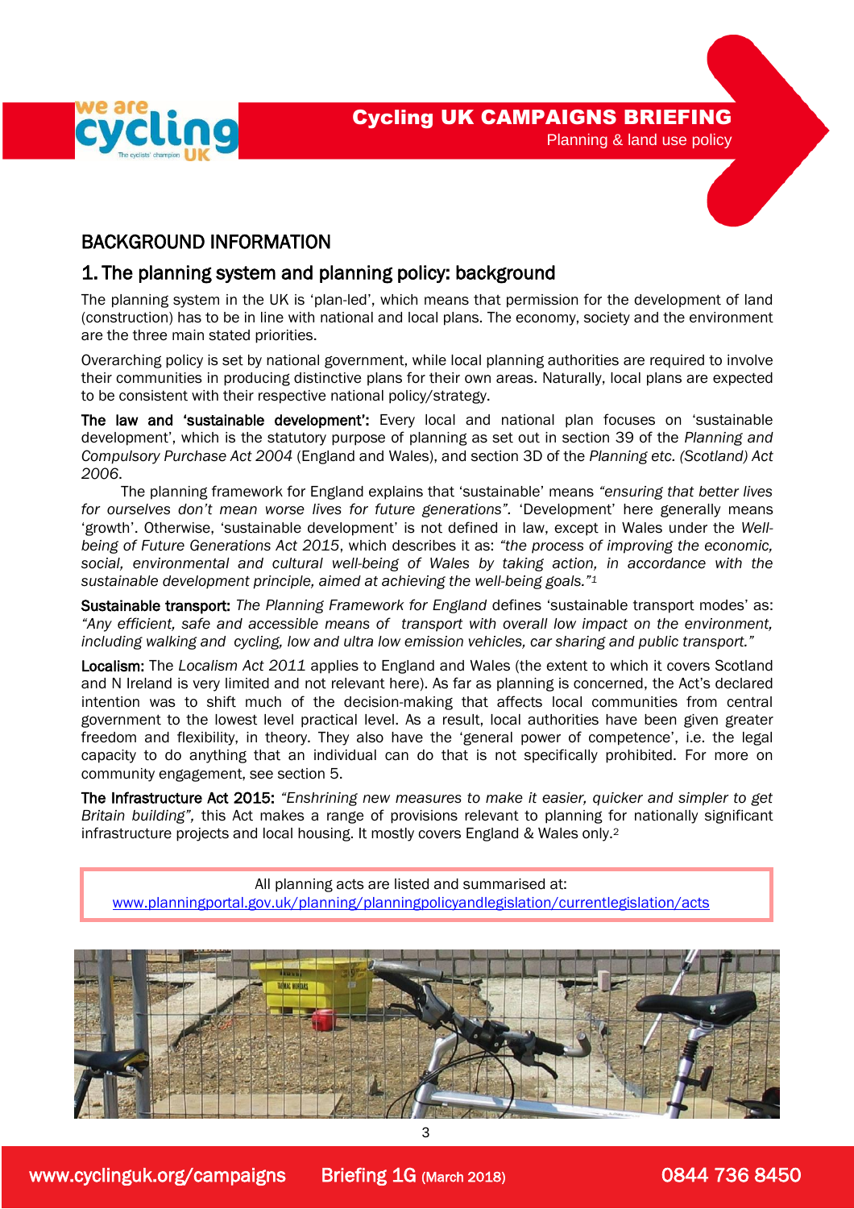## BACKGROUND INFORMATION

## 1. The planning system and planning policy: background

The planning system in the UK is 'plan-led', which means that permission for the development of land (construction) has to be in line with national and local plans. The economy, society and the environment are the three main stated priorities.

Overarching policy is set by national government, while local planning authorities are required to involve their communities in producing distinctive plans for their own areas. Naturally, local plans are expected to be consistent with their respective national policy/strategy.

**The law and 'sustainable development':** Every local and national plan focuses on 'sustainable development', which is the statutory purpose of planning as set out in section 39 of the *Planning and Compulsory Purchase Act 2004* (England and Wales), and section 3D of the *Planning etc. (Scotland) Act 2006*.

The planning framework for England explains that 'sustainable' means *"ensuring that better lives for ourselves don't mean worse lives for future generations"*. 'Development' here generally means 'growth'. Otherwise, 'sustainable development' is not defined in law, except in Wales under the *Well-being of Future Generations Act 2015*, which describes it as: *"the process of improving the economic, social, environmental and cultural well-being of Wales by taking action, in accordance with the sustainable development principle, aimed at achieving the well-being goals."*[1]

**Sustainable transport:** *The Planning Framework for England* defines 'sustainable transport modes' as: *"Any efficient, safe and accessible means of transport with overall low impact on the environment, including walking and cycling, low and ultra low emission vehicles, car sharing and public transport."*

**Localism:** The *Localism Act 2011* applies to England and Wales (the extent to which it covers Scotland and N Ireland is very limited and not relevant here). As far as planning is concerned, the Act's declared intention was to shift much of the decision-making that affects local communities from central government to the lowest level practical level. As a result, local authorities have been given greater freedom and flexibility, in theory. They also have the 'general power of competence', i.e. the legal capacity to do anything that an individual can do that is not specifically prohibited. For more on community engagement, see section 5.

**The Infrastructure Act 2015:** *"Enshrining new measures to make it easier, quicker and simpler to get Britain building",* this Act makes a range of provisions relevant to planning for nationally significant infrastructure projects and local housing. It mostly covers England & Wales only.[2]

> All planning acts are listed and summarised at:
> [www.planningportal.gov.uk/planning/planningpolicyandlegislation/currentlegislation/acts](http://www.planningportal.gov.uk/planning/planningpolicyandlegislation/currentlegislation/acts)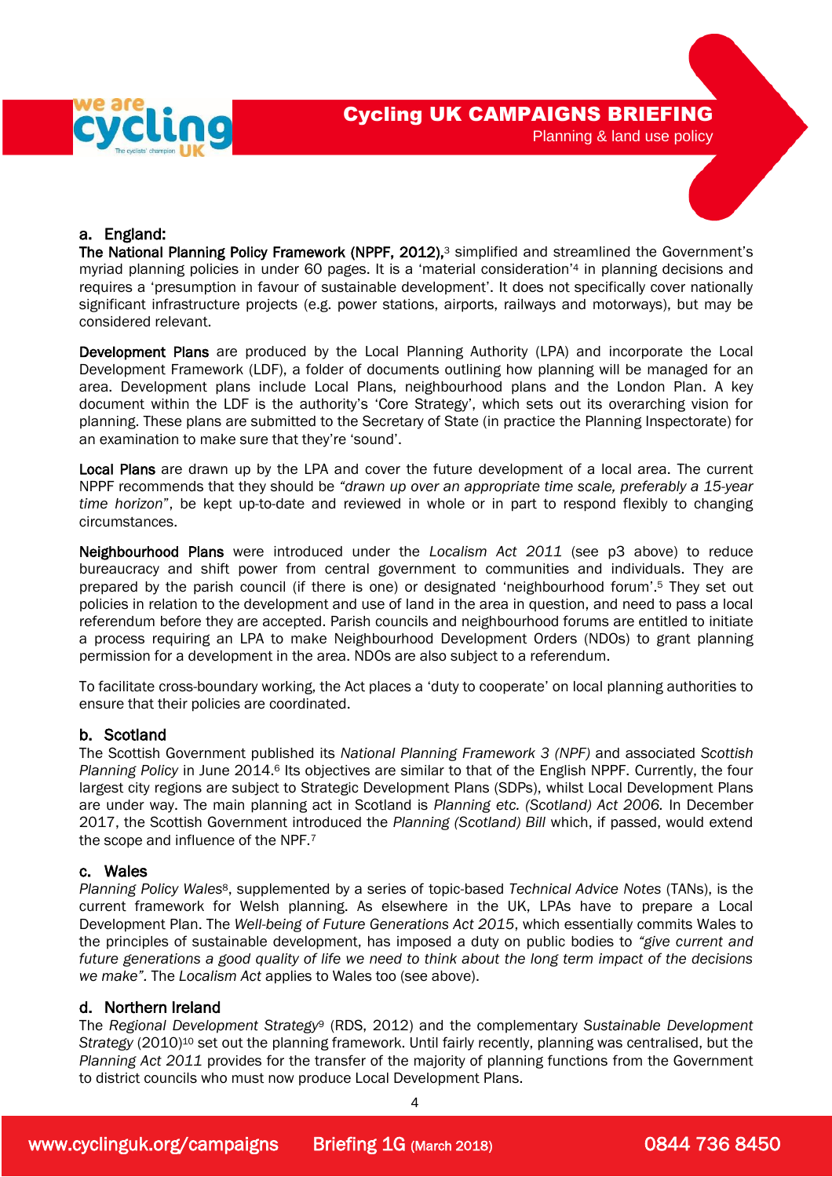## a. England:

**The National Planning Policy Framework (NPPF, 2012),**[3] simplified and streamlined the Government's myriad planning policies in under 60 pages. It is a 'material consideration'[4] in planning decisions and requires a 'presumption in favour of sustainable development'. It does not specifically cover nationally significant infrastructure projects (e.g. power stations, airports, railways and motorways), but may be considered relevant.

**Development Plans** are produced by the Local Planning Authority (LPA) and incorporate the Local Development Framework (LDF), a folder of documents outlining how planning will be managed for an area. Development plans include Local Plans, neighbourhood plans and the London Plan. A key document within the LDF is the authority's 'Core Strategy', which sets out its overarching vision for planning. These plans are submitted to the Secretary of State (in practice the Planning Inspectorate) for an examination to make sure that they're 'sound'.

**Local Plans** are drawn up by the LPA and cover the future development of a local area. The current NPPF recommends that they should be *"drawn up over an appropriate time scale, preferably a 15-year time horizon"*, be kept up-to-date and reviewed in whole or in part to respond flexibly to changing circumstances.

**Neighbourhood Plans** were introduced under the *Localism Act 2011* (see p3 above) to reduce bureaucracy and shift power from central government to communities and individuals. They are prepared by the parish council (if there is one) or designated 'neighbourhood forum'.[5] They set out policies in relation to the development and use of land in the area in question, and need to pass a local referendum before they are accepted. Parish councils and neighbourhood forums are entitled to initiate a process requiring an LPA to make Neighbourhood Development Orders (NDOs) to grant planning permission for a development in the area. NDOs are also subject to a referendum.

To facilitate cross-boundary working, the Act places a 'duty to cooperate' on local planning authorities to ensure that their policies are coordinated.

## b. Scotland

The Scottish Government published its *National Planning Framework 3 (NPF)* and associated *Scottish Planning Policy* in June 2014.[6] Its objectives are similar to that of the English NPPF. Currently, the four largest city regions are subject to Strategic Development Plans (SDPs), whilst Local Development Plans are under way. The main planning act in Scotland is *Planning etc. (Scotland) Act 2006.* In December 2017, the Scottish Government introduced the *Planning (Scotland) Bill* which, if passed, would extend the scope and influence of the NPF.[7]

## c. Wales

*Planning Policy Wales*[8], supplemented by a series of topic-based *Technical Advice Notes* (TANs), is the current framework for Welsh planning. As elsewhere in the UK, LPAs have to prepare a Local Development Plan. The *Well-being of Future Generations Act 2015*, which essentially commits Wales to the principles of sustainable development, has imposed a duty on public bodies to *"give current and future generations a good quality of life we need to think about the long term impact of the decisions we make"*. The *Localism Act* applies to Wales too (see above).

## d. Northern Ireland

The *Regional Development Strategy*[9] (RDS, 2012) and the complementary *Sustainable Development Strategy* (2010)[10] set out the planning framework. Until fairly recently, planning was centralised, but the *Planning Act 2011* provides for the transfer of the majority of planning functions from the Government to district councils who must now produce Local Development Plans.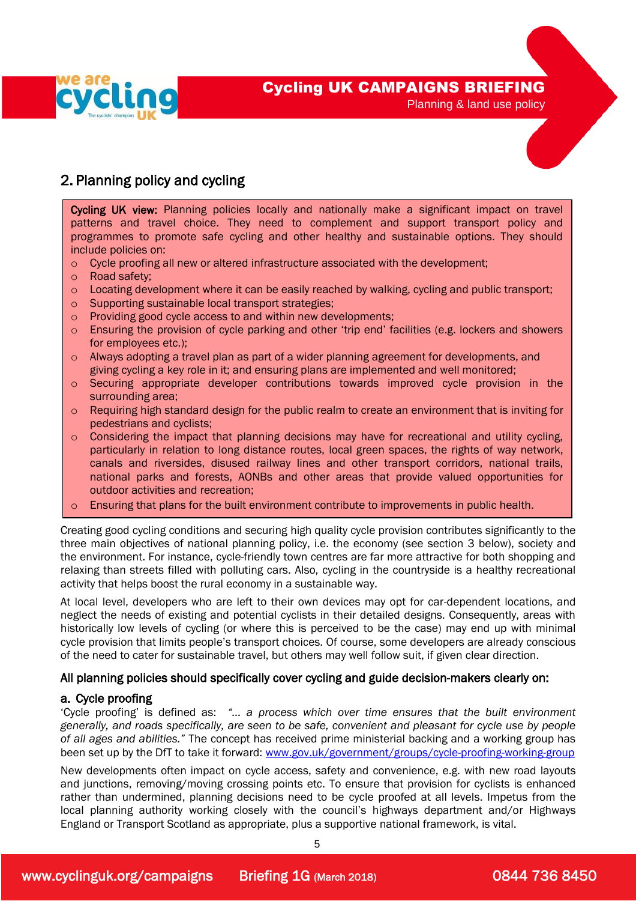## 2. Planning policy and cycling

**Cycling UK view:** Planning policies locally and nationally make a significant impact on travel patterns and travel choice. They need to complement and support transport policy and programmes to promote safe cycling and other healthy and sustainable options. They should include policies on:

- Cycle proofing all new or altered infrastructure associated with the development;
- Road safety;
- Locating development where it can be easily reached by walking, cycling and public transport;
- Supporting sustainable local transport strategies;
- Providing good cycle access to and within new developments;
- Ensuring the provision of cycle parking and other 'trip end' facilities (e.g. lockers and showers for employees etc.);
- Always adopting a travel plan as part of a wider planning agreement for developments, and giving cycling a key role in it; and ensuring plans are implemented and well monitored;
- Securing appropriate developer contributions towards improved cycle provision in the surrounding area;
- Requiring high standard design for the public realm to create an environment that is inviting for pedestrians and cyclists;
- Considering the impact that planning decisions may have for recreational and utility cycling, particularly in relation to long distance routes, local green spaces, the rights of way network, canals and riversides, disused railway lines and other transport corridors, national trails, national parks and forests, AONBs and other areas that provide valued opportunities for outdoor activities and recreation;
- Ensuring that plans for the built environment contribute to improvements in public health.

Creating good cycling conditions and securing high quality cycle provision contributes significantly to the three main objectives of national planning policy, i.e. the economy (see section 3 below), society and the environment. For instance, cycle-friendly town centres are far more attractive for both shopping and relaxing than streets filled with polluting cars. Also, cycling in the countryside is a healthy recreational activity that helps boost the rural economy in a sustainable way.

At local level, developers who are left to their own devices may opt for car-dependent locations, and neglect the needs of existing and potential cyclists in their detailed designs. Consequently, areas with historically low levels of cycling (or where this is perceived to be the case) may end up with minimal cycle provision that limits people's transport choices. Of course, some developers are already conscious of the need to cater for sustainable travel, but others may well follow suit, if given clear direction.

**All planning policies should specifically cover cycling and guide decision-makers clearly on:**

### a. Cycle proofing

'Cycle proofing' is defined as: *"… a process which over time ensures that the built environment generally, and roads specifically, are seen to be safe, convenient and pleasant for cycle use by people of all ages and abilities."* The concept has received prime ministerial backing and a working group has been set up by the DfT to take it forward: www.gov.uk/government/groups/cycle-proofing-working-group

New developments often impact on cycle access, safety and convenience, e.g. with new road layouts and junctions, removing/moving crossing points etc. To ensure that provision for cyclists is enhanced rather than undermined, planning decisions need to be cycle proofed at all levels. Impetus from the local planning authority working closely with the council's highways department and/or Highways England or Transport Scotland as appropriate, plus a supportive national framework, is vital.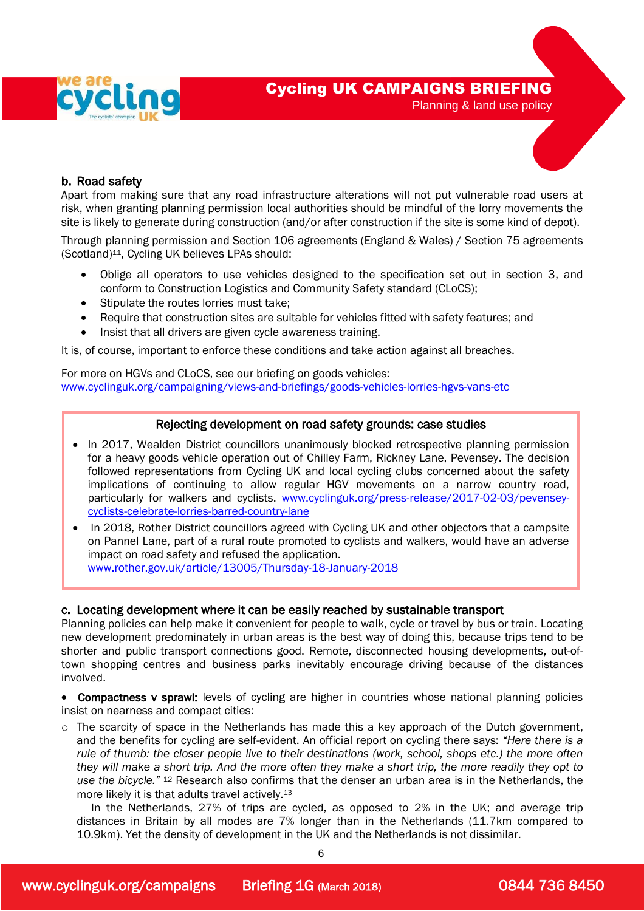### b. Road safety

Apart from making sure that any road infrastructure alterations will not put vulnerable road users at risk, when granting planning permission local authorities should be mindful of the lorry movements the site is likely to generate during construction (and/or after construction if the site is some kind of depot).

Through planning permission and Section 106 agreements (England & Wales) / Section 75 agreements (Scotland)[11], Cycling UK believes LPAs should:

- Oblige all operators to use vehicles designed to the specification set out in section 3, and conform to Construction Logistics and Community Safety standard (CLoCS);
- Stipulate the routes lorries must take;
- Require that construction sites are suitable for vehicles fitted with safety features; and
- Insist that all drivers are given cycle awareness training.

It is, of course, important to enforce these conditions and take action against all breaches.

For more on HGVs and CLoCS, see our briefing on goods vehicles: www.cyclinguk.org/campaigning/views-and-briefings/goods-vehicles-lorries-hgvs-vans-etc

**Rejecting development on road safety grounds: case studies**

- In 2017, Wealden District councillors unanimously blocked retrospective planning permission for a heavy goods vehicle operation out of Chilley Farm, Rickney Lane, Pevensey. The decision followed representations from Cycling UK and local cycling clubs concerned about the safety implications of continuing to allow regular HGV movements on a narrow country road, particularly for walkers and cyclists. www.cyclinguk.org/press-release/2017-02-03/pevensey-cyclists-celebrate-lorries-barred-country-lane
- In 2018, Rother District councillors agreed with Cycling UK and other objectors that a campsite on Pannel Lane, part of a rural route promoted to cyclists and walkers, would have an adverse impact on road safety and refused the application. www.rother.gov.uk/article/13005/Thursday-18-January-2018

### c. Locating development where it can be easily reached by sustainable transport

Planning policies can help make it convenient for people to walk, cycle or travel by bus or train. Locating new development predominately in urban areas is the best way of doing this, because trips tend to be shorter and public transport connections good. Remote, disconnected housing developments, out-of-town shopping centres and business parks inevitably encourage driving because of the distances involved.

- **Compactness v sprawl:** levels of cycling are higher in countries whose national planning policies insist on nearness and compact cities:
  - The scarcity of space in the Netherlands has made this a key approach of the Dutch government, and the benefits for cycling are self-evident. An official report on cycling there says: *"Here there is a rule of thumb: the closer people live to their destinations (work, school, shops etc.) the more often they will make a short trip. And the more often they make a short trip, the more readily they opt to use the bicycle."* [12] Research also confirms that the denser an urban area is in the Netherlands, the more likely it is that adults travel actively.[13]

    In the Netherlands, 27% of trips are cycled, as opposed to 2% in the UK; and average trip distances in Britain by all modes are 7% longer than in the Netherlands (11.7km compared to 10.9km). Yet the density of development in the UK and the Netherlands is not dissimilar.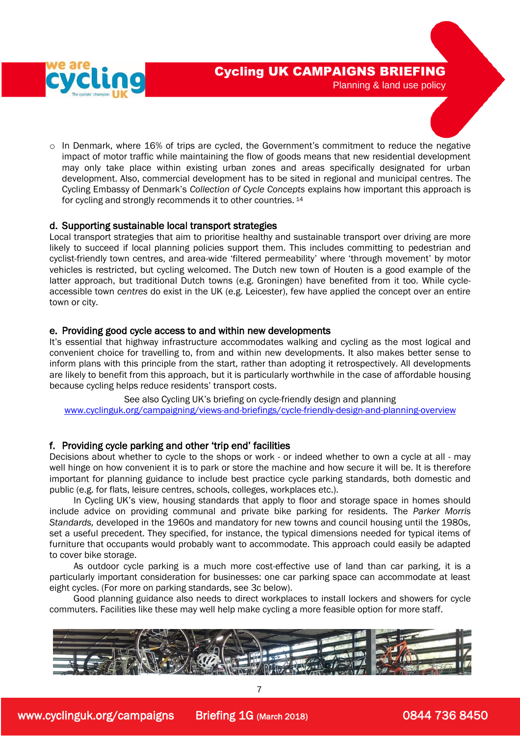- In Denmark, where 16% of trips are cycled, the Government's commitment to reduce the negative impact of motor traffic while maintaining the flow of goods means that new residential development may only take place within existing urban zones and areas specifically designated for urban development. Also, commercial development has to be sited in regional and municipal centres. The Cycling Embassy of Denmark's *Collection of Cycle Concepts* explains how important this approach is for cycling and strongly recommends it to other countries. [14]

### d. Supporting sustainable local transport strategies

Local transport strategies that aim to prioritise healthy and sustainable transport over driving are more likely to succeed if local planning policies support them. This includes committing to pedestrian and cyclist-friendly town centres, and area-wide 'filtered permeability' where 'through movement' by motor vehicles is restricted, but cycling welcomed. The Dutch new town of Houten is a good example of the latter approach, but traditional Dutch towns (e.g. Groningen) have benefited from it too. While cycle-accessible town *centres* do exist in the UK (e.g. Leicester), few have applied the concept over an entire town or city.

### e. Providing good cycle access to and within new developments

It's essential that highway infrastructure accommodates walking and cycling as the most logical and convenient choice for travelling to, from and within new developments. It also makes better sense to inform plans with this principle from the start, rather than adopting it retrospectively. All developments are likely to benefit from this approach, but it is particularly worthwhile in the case of affordable housing because cycling helps reduce residents' transport costs.

See also Cycling UK's briefing on cycle-friendly design and planning
www.cyclinguk.org/campaigning/views-and-briefings/cycle-friendly-design-and-planning-overview

### f. Providing cycle parking and other 'trip end' facilities

Decisions about whether to cycle to the shops or work - or indeed whether to own a cycle at all - may well hinge on how convenient it is to park or store the machine and how secure it will be. It is therefore important for planning guidance to include best practice cycle parking standards, both domestic and public (e.g. for flats, leisure centres, schools, colleges, workplaces etc.).

In Cycling UK's view, housing standards that apply to floor and storage space in homes should include advice on providing communal and private bike parking for residents. The *Parker Morris Standards,* developed in the 1960s and mandatory for new towns and council housing until the 1980s, set a useful precedent. They specified, for instance, the typical dimensions needed for typical items of furniture that occupants would probably want to accommodate. This approach could easily be adapted to cover bike storage.

As outdoor cycle parking is a much more cost-effective use of land than car parking, it is a particularly important consideration for businesses: one car parking space can accommodate at least eight cycles. (For more on parking standards, see 3c below).

Good planning guidance also needs to direct workplaces to install lockers and showers for cycle commuters. Facilities like these may well help make cycling a more feasible option for more staff.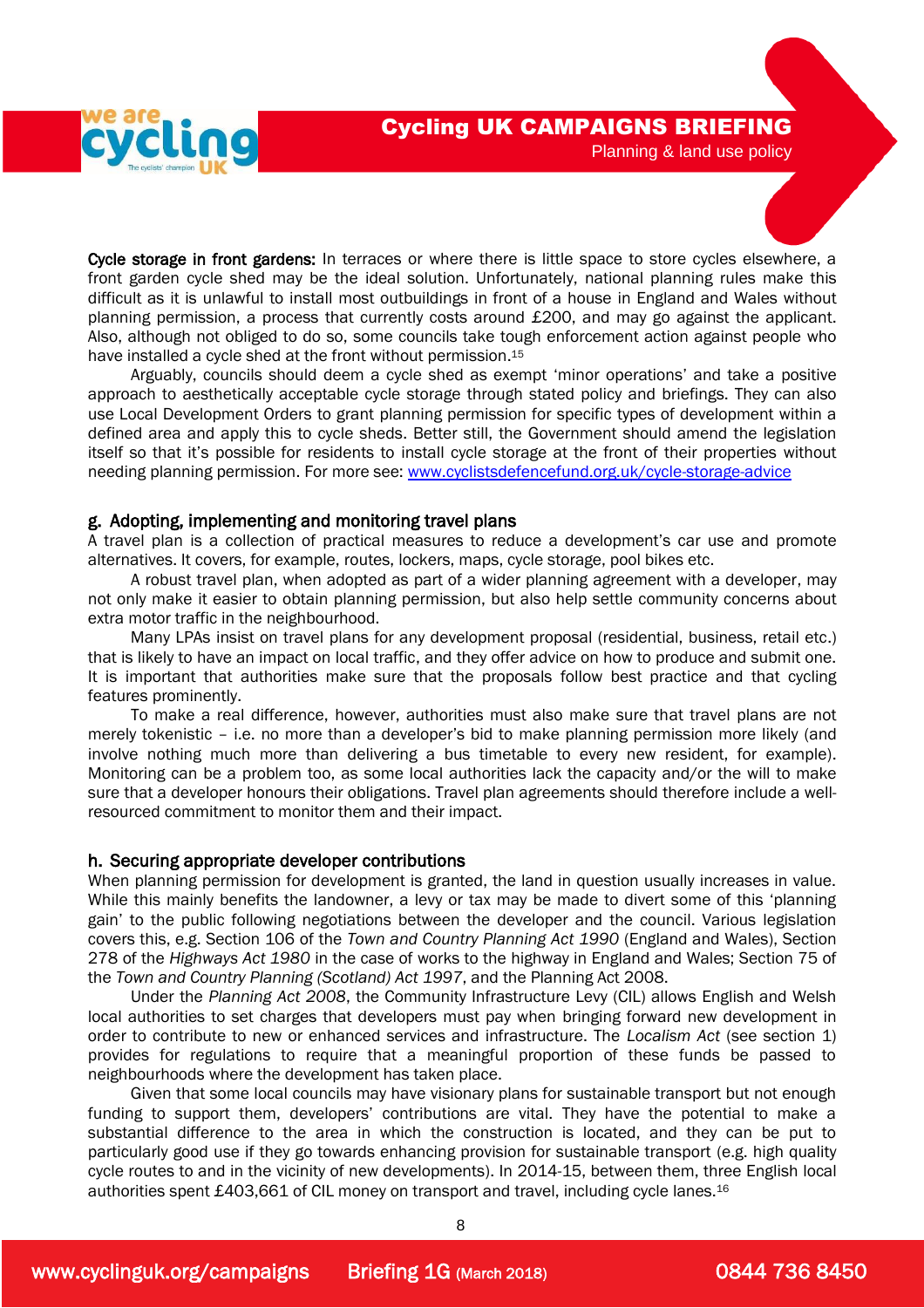**Cycle storage in front gardens:** In terraces or where there is little space to store cycles elsewhere, a front garden cycle shed may be the ideal solution. Unfortunately, national planning rules make this difficult as it is unlawful to install most outbuildings in front of a house in England and Wales without planning permission, a process that currently costs around £200, and may go against the applicant. Also, although not obliged to do so, some councils take tough enforcement action against people who have installed a cycle shed at the front without permission.[15]

Arguably, councils should deem a cycle shed as exempt 'minor operations' and take a positive approach to aesthetically acceptable cycle storage through stated policy and briefings. They can also use Local Development Orders to grant planning permission for specific types of development within a defined area and apply this to cycle sheds. Better still, the Government should amend the legislation itself so that it's possible for residents to install cycle storage at the front of their properties without needing planning permission. For more see: www.cyclistsdefencefund.org.uk/cycle-storage-advice

## g. Adopting, implementing and monitoring travel plans

A travel plan is a collection of practical measures to reduce a development's car use and promote alternatives. It covers, for example, routes, lockers, maps, cycle storage, pool bikes etc.

A robust travel plan, when adopted as part of a wider planning agreement with a developer, may not only make it easier to obtain planning permission, but also help settle community concerns about extra motor traffic in the neighbourhood.

Many LPAs insist on travel plans for any development proposal (residential, business, retail etc.) that is likely to have an impact on local traffic, and they offer advice on how to produce and submit one. It is important that authorities make sure that the proposals follow best practice and that cycling features prominently.

To make a real difference, however, authorities must also make sure that travel plans are not merely tokenistic – i.e. no more than a developer's bid to make planning permission more likely (and involve nothing much more than delivering a bus timetable to every new resident, for example). Monitoring can be a problem too, as some local authorities lack the capacity and/or the will to make sure that a developer honours their obligations. Travel plan agreements should therefore include a well-resourced commitment to monitor them and their impact.

## h. Securing appropriate developer contributions

When planning permission for development is granted, the land in question usually increases in value. While this mainly benefits the landowner, a levy or tax may be made to divert some of this 'planning gain' to the public following negotiations between the developer and the council. Various legislation covers this, e.g. Section 106 of the *Town and Country Planning Act 1990* (England and Wales), Section 278 of the *Highways Act 1980* in the case of works to the highway in England and Wales; Section 75 of the *Town and Country Planning (Scotland) Act 1997*, and the Planning Act 2008.

Under the *Planning Act 2008*, the Community Infrastructure Levy (CIL) allows English and Welsh local authorities to set charges that developers must pay when bringing forward new development in order to contribute to new or enhanced services and infrastructure. The *Localism Act* (see section 1) provides for regulations to require that a meaningful proportion of these funds be passed to neighbourhoods where the development has taken place.

Given that some local councils may have visionary plans for sustainable transport but not enough funding to support them, developers' contributions are vital. They have the potential to make a substantial difference to the area in which the construction is located, and they can be put to particularly good use if they go towards enhancing provision for sustainable transport (e.g. high quality cycle routes to and in the vicinity of new developments). In 2014-15, between them, three English local authorities spent £403,661 of CIL money on transport and travel, including cycle lanes.[16]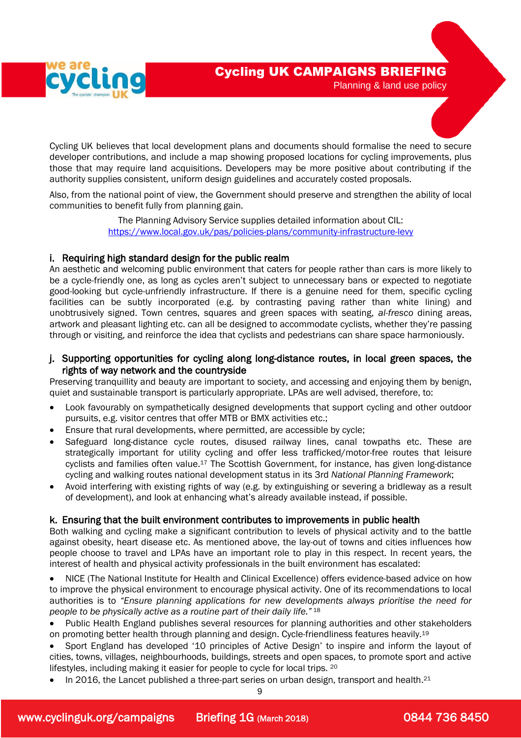Cycling UK believes that local development plans and documents should formalise the need to secure developer contributions, and include a map showing proposed locations for cycling improvements, plus those that may require land acquisitions. Developers may be more positive about contributing if the authority supplies consistent, uniform design guidelines and accurately costed proposals.

Also, from the national point of view, the Government should preserve and strengthen the ability of local communities to benefit fully from planning gain.

The Planning Advisory Service supplies detailed information about CIL: https://www.local.gov.uk/pas/policies-plans/community-infrastructure-levy

### i. Requiring high standard design for the public realm

An aesthetic and welcoming public environment that caters for people rather than cars is more likely to be a cycle-friendly one, as long as cycles aren't subject to unnecessary bans or expected to negotiate good-looking but cycle-unfriendly infrastructure. If there is a genuine need for them, specific cycling facilities can be subtly incorporated (e.g. by contrasting paving rather than white lining) and unobtrusively signed. Town centres, squares and green spaces with seating, *al-fresco* dining areas, artwork and pleasant lighting etc. can all be designed to accommodate cyclists, whether they're passing through or visiting, and reinforce the idea that cyclists and pedestrians can share space harmoniously.

### j. Supporting opportunities for cycling along long-distance routes, in local green spaces, the rights of way network and the countryside

Preserving tranquillity and beauty are important to society, and accessing and enjoying them by benign, quiet and sustainable transport is particularly appropriate. LPAs are well advised, therefore, to:

- Look favourably on sympathetically designed developments that support cycling and other outdoor pursuits, e.g. visitor centres that offer MTB or BMX activities etc.;
- Ensure that rural developments, where permitted, are accessible by cycle;
- Safeguard long-distance cycle routes, disused railway lines, canal towpaths etc. These are strategically important for utility cycling and offer less trafficked/motor-free routes that leisure cyclists and families often value.[17] The Scottish Government, for instance, has given long-distance cycling and walking routes national development status in its 3rd *National Planning Framework*;
- Avoid interfering with existing rights of way (e.g. by extinguishing or severing a bridleway as a result of development), and look at enhancing what's already available instead, if possible.

### k. Ensuring that the built environment contributes to improvements in public health

Both walking and cycling make a significant contribution to levels of physical activity and to the battle against obesity, heart disease etc. As mentioned above, the lay-out of towns and cities influences how people choose to travel and LPAs have an important role to play in this respect. In recent years, the interest of health and physical activity professionals in the built environment has escalated:

- NICE (The National Institute for Health and Clinical Excellence) offers evidence-based advice on how to improve the physical environment to encourage physical activity. One of its recommendations to local authorities is to *"Ensure planning applications for new developments always prioritise the need for people to be physically active as a routine part of their daily life."* [18]
- Public Health England publishes several resources for planning authorities and other stakeholders on promoting better health through planning and design. Cycle-friendliness features heavily.[19]
- Sport England has developed '10 principles of Active Design' to inspire and inform the layout of cities, towns, villages, neighbourhoods, buildings, streets and open spaces, to promote sport and active lifestyles, including making it easier for people to cycle for local trips. [20]
- In 2016, the Lancet published a three-part series on urban design, transport and health.[21]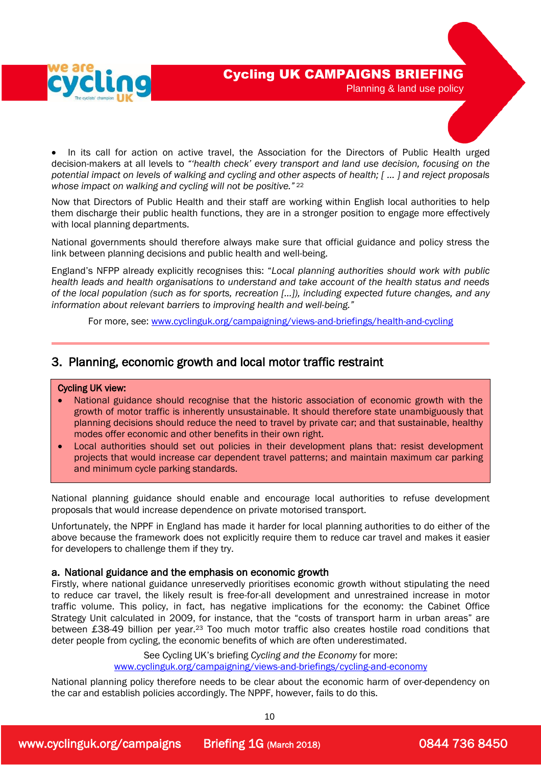- In its call for action on active travel, the Association for the Directors of Public Health urged decision-makers at all levels to *"'health check' every transport and land use decision, focusing on the potential impact on levels of walking and cycling and other aspects of health; [ … ] and reject proposals whose impact on walking and cycling will not be positive."* [22]

Now that Directors of Public Health and their staff are working within English local authorities to help them discharge their public health functions, they are in a stronger position to engage more effectively with local planning departments.

National governments should therefore always make sure that official guidance and policy stress the link between planning decisions and public health and well-being.

England's NFPP already explicitly recognises this: "*Local planning authorities should work with public health leads and health organisations to understand and take account of the health status and needs of the local population (such as for sports, recreation […]), including expected future changes, and any information about relevant barriers to improving health and well-being.*"

For more, see: www.cyclinguk.org/campaigning/views-and-briefings/health-and-cycling

## 3. Planning, economic growth and local motor traffic restraint

**Cycling UK view:**

- National guidance should recognise that the historic association of economic growth with the growth of motor traffic is inherently unsustainable. It should therefore state unambiguously that planning decisions should reduce the need to travel by private car; and that sustainable, healthy modes offer economic and other benefits in their own right.
- Local authorities should set out policies in their development plans that: resist development projects that would increase car dependent travel patterns; and maintain maximum car parking and minimum cycle parking standards.

National planning guidance should enable and encourage local authorities to refuse development proposals that would increase dependence on private motorised transport.

Unfortunately, the NPPF in England has made it harder for local planning authorities to do either of the above because the framework does not explicitly require them to reduce car travel and makes it easier for developers to challenge them if they try.

### a. National guidance and the emphasis on economic growth

Firstly, where national guidance unreservedly prioritises economic growth without stipulating the need to reduce car travel, the likely result is free-for-all development and unrestrained increase in motor traffic volume. This policy, in fact, has negative implications for the economy: the Cabinet Office Strategy Unit calculated in 2009, for instance, that the "costs of transport harm in urban areas" are between £38-49 billion per year.[23] Too much motor traffic also creates hostile road conditions that deter people from cycling, the economic benefits of which are often underestimated.

See Cycling UK's briefing *Cycling and the Economy* for more:
www.cyclinguk.org/campaigning/views-and-briefings/cycling-and-economy

National planning policy therefore needs to be clear about the economic harm of over-dependency on the car and establish policies accordingly. The NPPF, however, fails to do this.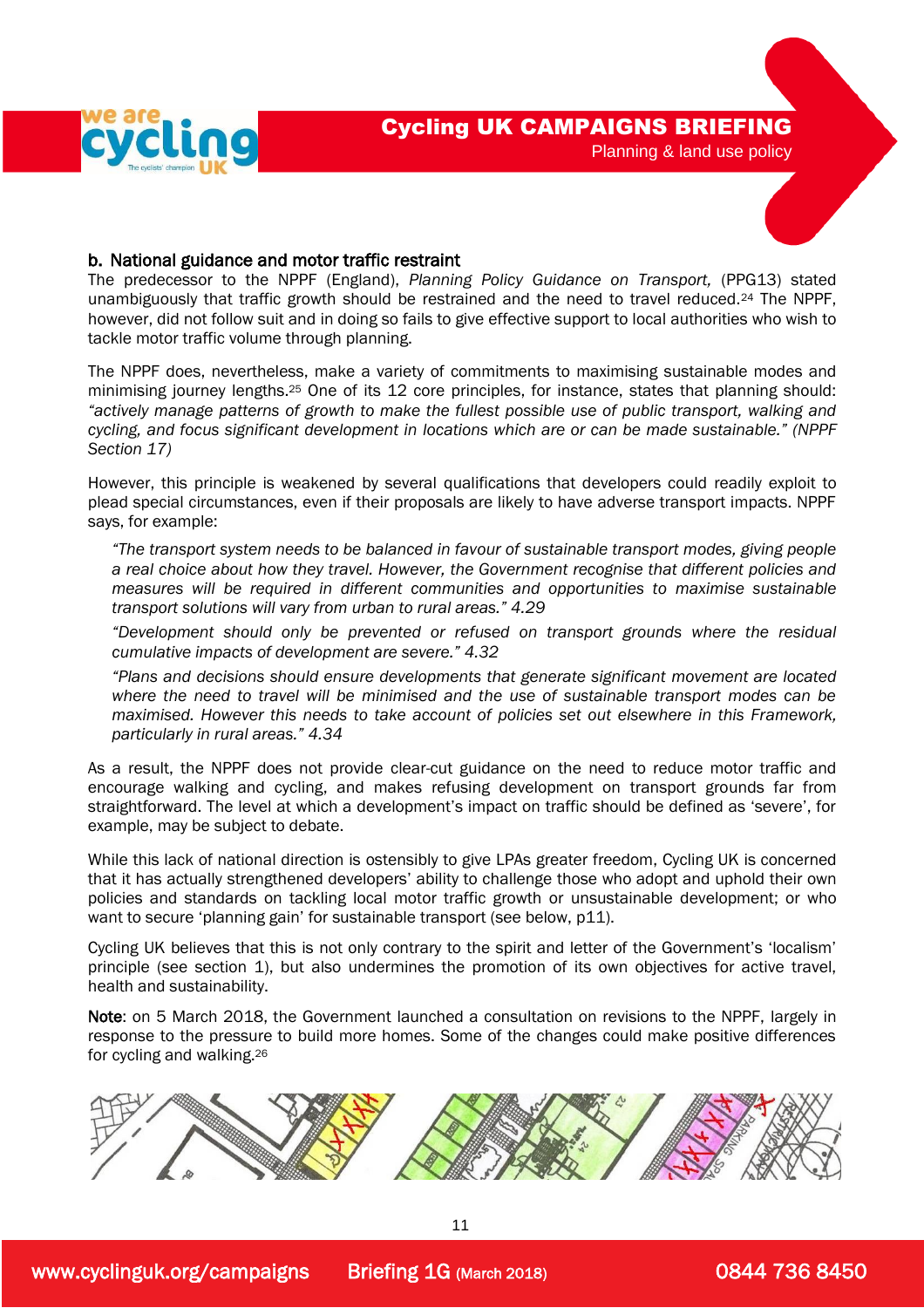### b. National guidance and motor traffic restraint

The predecessor to the NPPF (England), *Planning Policy Guidance on Transport,* (PPG13) stated unambiguously that traffic growth should be restrained and the need to travel reduced.[24] The NPPF, however, did not follow suit and in doing so fails to give effective support to local authorities who wish to tackle motor traffic volume through planning.

The NPPF does, nevertheless, make a variety of commitments to maximising sustainable modes and minimising journey lengths.[25] One of its 12 core principles, for instance, states that planning should: *"actively manage patterns of growth to make the fullest possible use of public transport, walking and cycling, and focus significant development in locations which are or can be made sustainable." (NPPF Section 17)*

However, this principle is weakened by several qualifications that developers could readily exploit to plead special circumstances, even if their proposals are likely to have adverse transport impacts. NPPF says, for example:

> *"The transport system needs to be balanced in favour of sustainable transport modes, giving people a real choice about how they travel. However, the Government recognise that different policies and measures will be required in different communities and opportunities to maximise sustainable transport solutions will vary from urban to rural areas." 4.29*
>
> *"Development should only be prevented or refused on transport grounds where the residual cumulative impacts of development are severe." 4.32*
>
> *"Plans and decisions should ensure developments that generate significant movement are located where the need to travel will be minimised and the use of sustainable transport modes can be maximised. However this needs to take account of policies set out elsewhere in this Framework, particularly in rural areas." 4.34*

As a result, the NPPF does not provide clear-cut guidance on the need to reduce motor traffic and encourage walking and cycling, and makes refusing development on transport grounds far from straightforward. The level at which a development's impact on traffic should be defined as 'severe', for example, may be subject to debate.

While this lack of national direction is ostensibly to give LPAs greater freedom, Cycling UK is concerned that it has actually strengthened developers' ability to challenge those who adopt and uphold their own policies and standards on tackling local motor traffic growth or unsustainable development; or who want to secure 'planning gain' for sustainable transport (see below, p11).

Cycling UK believes that this is not only contrary to the spirit and letter of the Government's 'localism' principle (see section 1), but also undermines the promotion of its own objectives for active travel, health and sustainability.

**Note**: on 5 March 2018, the Government launched a consultation on revisions to the NPPF, largely in response to the pressure to build more homes. Some of the changes could make positive differences for cycling and walking.[26]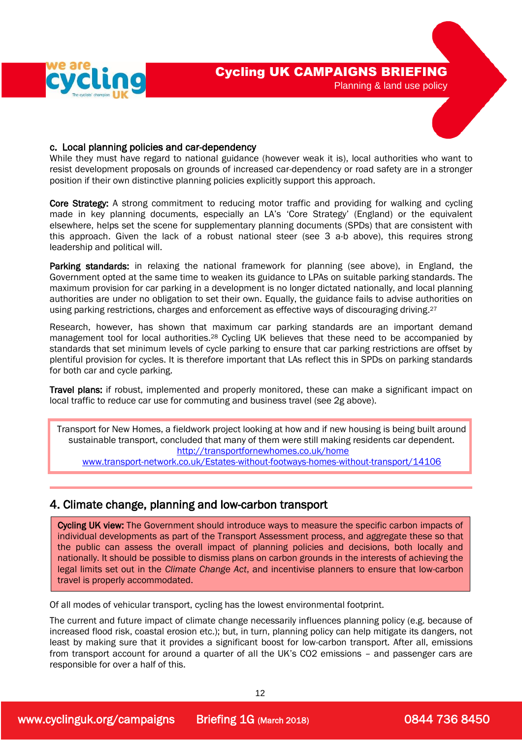### c. Local planning policies and car-dependency

While they must have regard to national guidance (however weak it is), local authorities who want to resist development proposals on grounds of increased car-dependency or road safety are in a stronger position if their own distinctive planning policies explicitly support this approach.

**Core Strategy:** A strong commitment to reducing motor traffic and providing for walking and cycling made in key planning documents, especially an LA's 'Core Strategy' (England) or the equivalent elsewhere, helps set the scene for supplementary planning documents (SPDs) that are consistent with this approach. Given the lack of a robust national steer (see 3 a-b above), this requires strong leadership and political will.

**Parking standards:** in relaxing the national framework for planning (see above), in England, the Government opted at the same time to weaken its guidance to LPAs on suitable parking standards. The maximum provision for car parking in a development is no longer dictated nationally, and local planning authorities are under no obligation to set their own. Equally, the guidance fails to advise authorities on using parking restrictions, charges and enforcement as effective ways of discouraging driving.[27]

Research, however, has shown that maximum car parking standards are an important demand management tool for local authorities.[28] Cycling UK believes that these need to be accompanied by standards that set minimum levels of cycle parking to ensure that car parking restrictions are offset by plentiful provision for cycles. It is therefore important that LAs reflect this in SPDs on parking standards for both car and cycle parking.

**Travel plans:** if robust, implemented and properly monitored, these can make a significant impact on local traffic to reduce car use for commuting and business travel (see 2g above).

> Transport for New Homes, a fieldwork project looking at how and if new housing is being built around sustainable transport, concluded that many of them were still making residents car dependent.
> http://transportfornewhomes.co.uk/home
> www.transport-network.co.uk/Estates-without-footways-homes-without-transport/14106

## 4. Climate change, planning and low-carbon transport

> **Cycling UK view:** The Government should introduce ways to measure the specific carbon impacts of individual developments as part of the Transport Assessment process, and aggregate these so that the public can assess the overall impact of planning policies and decisions, both locally and nationally. It should be possible to dismiss plans on carbon grounds in the interests of achieving the legal limits set out in the *Climate Change Act*, and incentivise planners to ensure that low-carbon travel is properly accommodated.

Of all modes of vehicular transport, cycling has the lowest environmental footprint.

The current and future impact of climate change necessarily influences planning policy (e.g. because of increased flood risk, coastal erosion etc.); but, in turn, planning policy can help mitigate its dangers, not least by making sure that it provides a significant boost for low-carbon transport. After all, emissions from transport account for around a quarter of all the UK's $CO_2$ emissions – and passenger cars are responsible for over a half of this.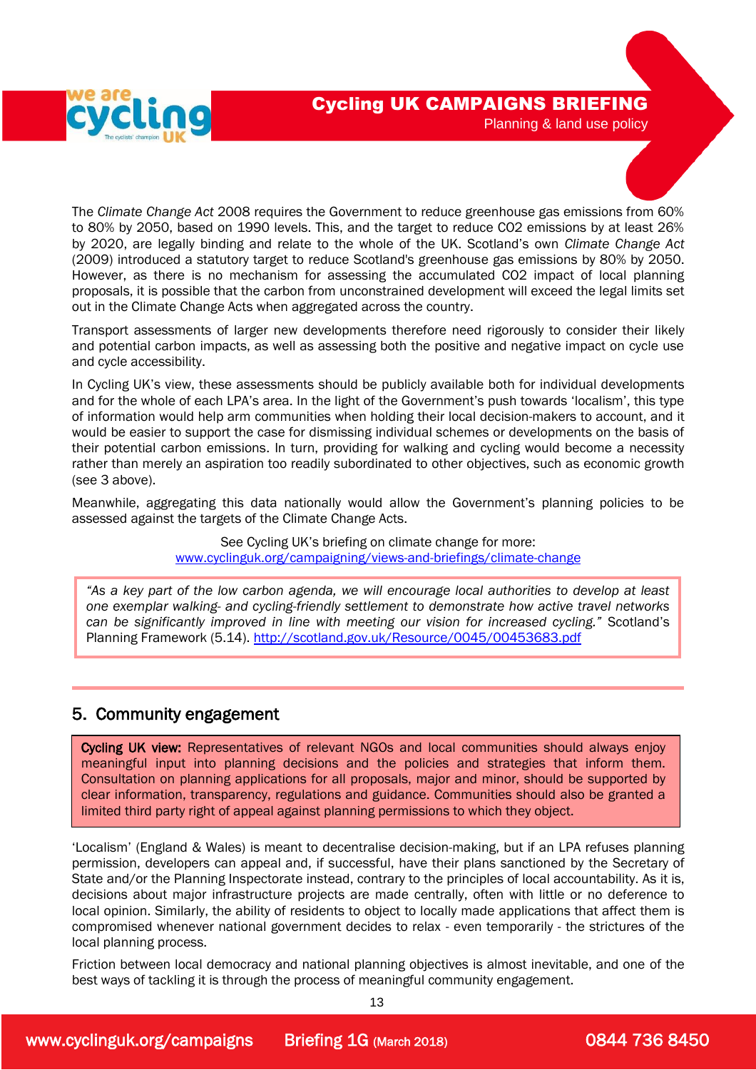The *Climate Change Act* 2008 requires the Government to reduce greenhouse gas emissions from 60% to 80% by 2050, based on 1990 levels. This, and the target to reduce CO2 emissions by at least 26% by 2020, are legally binding and relate to the whole of the UK. Scotland's own *Climate Change Act* (2009) introduced a statutory target to reduce Scotland's greenhouse gas emissions by 80% by 2050. However, as there is no mechanism for assessing the accumulated CO2 impact of local planning proposals, it is possible that the carbon from unconstrained development will exceed the legal limits set out in the Climate Change Acts when aggregated across the country.

Transport assessments of larger new developments therefore need rigorously to consider their likely and potential carbon impacts, as well as assessing both the positive and negative impact on cycle use and cycle accessibility.

In Cycling UK's view, these assessments should be publicly available both for individual developments and for the whole of each LPA's area. In the light of the Government's push towards 'localism', this type of information would help arm communities when holding their local decision-makers to account, and it would be easier to support the case for dismissing individual schemes or developments on the basis of their potential carbon emissions. In turn, providing for walking and cycling would become a necessity rather than merely an aspiration too readily subordinated to other objectives, such as economic growth (see 3 above).

Meanwhile, aggregating this data nationally would allow the Government's planning policies to be assessed against the targets of the Climate Change Acts.

See Cycling UK's briefing on climate change for more:
www.cyclinguk.org/campaigning/views-and-briefings/climate-change

> *"As a key part of the low carbon agenda, we will encourage local authorities to develop at least one exemplar walking- and cycling-friendly settlement to demonstrate how active travel networks can be significantly improved in line with meeting our vision for increased cycling."* Scotland's Planning Framework (5.14). http://scotland.gov.uk/Resource/0045/00453683.pdf

## 5. Community engagement

> **Cycling UK view:** Representatives of relevant NGOs and local communities should always enjoy meaningful input into planning decisions and the policies and strategies that inform them. Consultation on planning applications for all proposals, major and minor, should be supported by clear information, transparency, regulations and guidance. Communities should also be granted a limited third party right of appeal against planning permissions to which they object.

'Localism' (England & Wales) is meant to decentralise decision-making, but if an LPA refuses planning permission, developers can appeal and, if successful, have their plans sanctioned by the Secretary of State and/or the Planning Inspectorate instead, contrary to the principles of local accountability. As it is, decisions about major infrastructure projects are made centrally, often with little or no deference to local opinion. Similarly, the ability of residents to object to locally made applications that affect them is compromised whenever national government decides to relax - even temporarily - the strictures of the local planning process.

Friction between local democracy and national planning objectives is almost inevitable, and one of the best ways of tackling it is through the process of meaningful community engagement.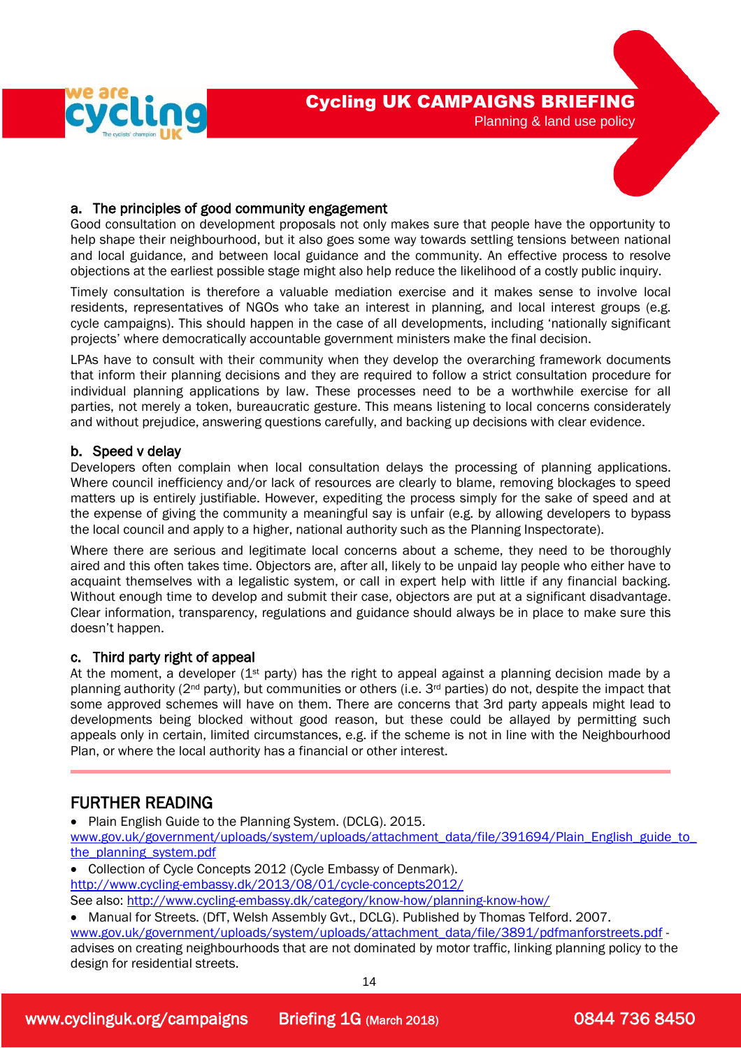### a. The principles of good community engagement

Good consultation on development proposals not only makes sure that people have the opportunity to help shape their neighbourhood, but it also goes some way towards settling tensions between national and local guidance, and between local guidance and the community. An effective process to resolve objections at the earliest possible stage might also help reduce the likelihood of a costly public inquiry.

Timely consultation is therefore a valuable mediation exercise and it makes sense to involve local residents, representatives of NGOs who take an interest in planning, and local interest groups (e.g. cycle campaigns). This should happen in the case of all developments, including 'nationally significant projects' where democratically accountable government ministers make the final decision.

LPAs have to consult with their community when they develop the overarching framework documents that inform their planning decisions and they are required to follow a strict consultation procedure for individual planning applications by law. These processes need to be a worthwhile exercise for all parties, not merely a token, bureaucratic gesture. This means listening to local concerns considerately and without prejudice, answering questions carefully, and backing up decisions with clear evidence.

### b. Speed v delay

Developers often complain when local consultation delays the processing of planning applications. Where council inefficiency and/or lack of resources are clearly to blame, removing blockages to speed matters up is entirely justifiable. However, expediting the process simply for the sake of speed and at the expense of giving the community a meaningful say is unfair (e.g. by allowing developers to bypass the local council and apply to a higher, national authority such as the Planning Inspectorate).

Where there are serious and legitimate local concerns about a scheme, they need to be thoroughly aired and this often takes time. Objectors are, after all, likely to be unpaid lay people who either have to acquaint themselves with a legalistic system, or call in expert help with little if any financial backing. Without enough time to develop and submit their case, objectors are put at a significant disadvantage. Clear information, transparency, regulations and guidance should always be in place to make sure this doesn't happen.

### c. Third party right of appeal

At the moment, a developer (1st party) has the right to appeal against a planning decision made by a planning authority (2nd party), but communities or others (i.e. 3rd parties) do not, despite the impact that some approved schemes will have on them. There are concerns that 3rd party appeals might lead to developments being blocked without good reason, but these could be allayed by permitting such appeals only in certain, limited circumstances, e.g. if the scheme is not in line with the Neighbourhood Plan, or where the local authority has a financial or other interest.

## FURTHER READING

- Plain English Guide to the Planning System. (DCLG). 2015.
www.gov.uk/government/uploads/system/uploads/attachment_data/file/391694/Plain_English_guide_to_the_planning_system.pdf
- Collection of Cycle Concepts 2012 (Cycle Embassy of Denmark).
http://www.cycling-embassy.dk/2013/08/01/cycle-concepts2012/
See also: http://www.cycling-embassy.dk/category/know-how/planning-know-how/
- Manual for Streets. (DfT, Welsh Assembly Gvt., DCLG). Published by Thomas Telford. 2007.
www.gov.uk/government/uploads/system/uploads/attachment_data/file/3891/pdfmanforstreets.pdf - advises on creating neighbourhoods that are not dominated by motor traffic, linking planning policy to the design for residential streets.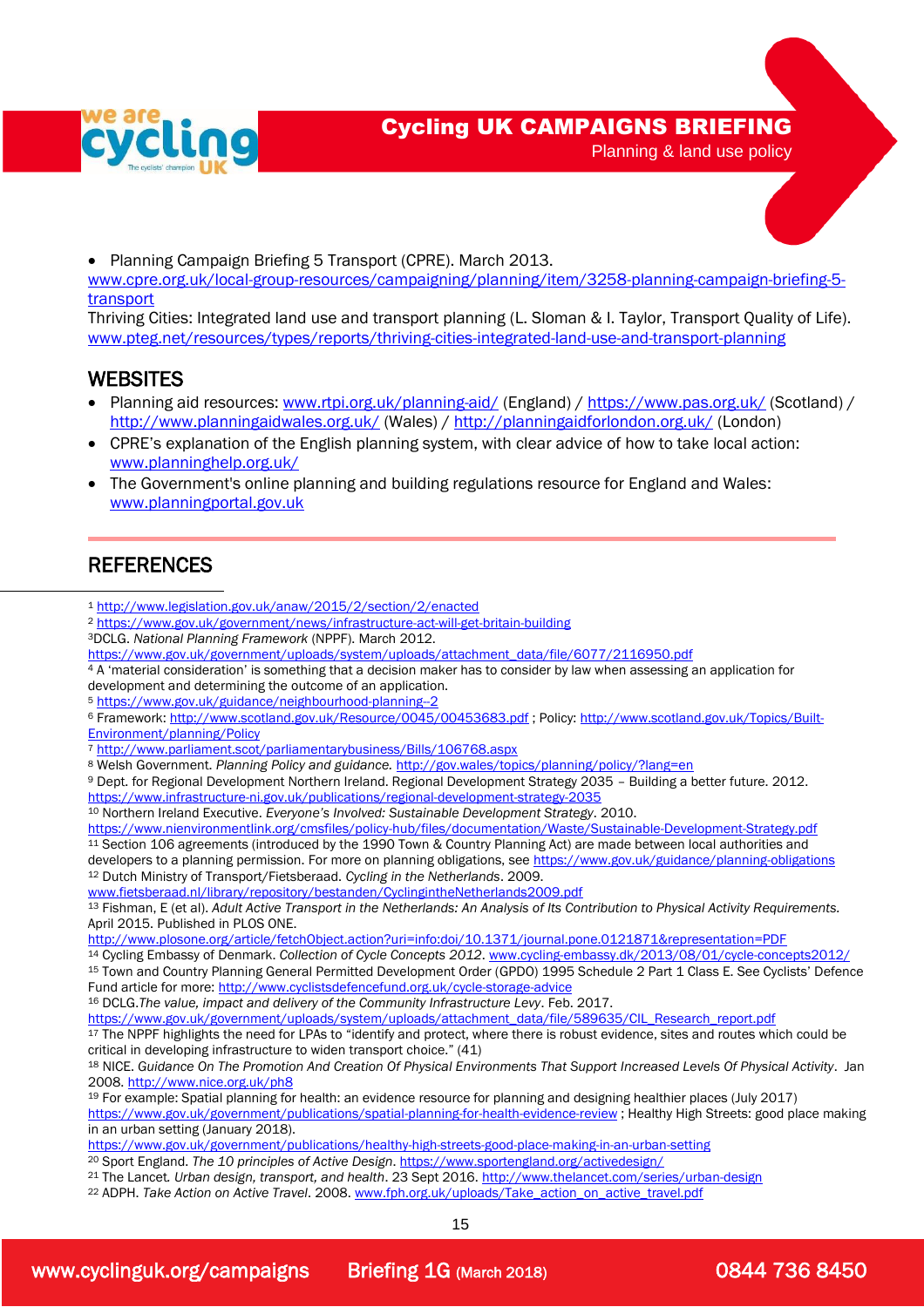- Planning Campaign Briefing 5 Transport (CPRE). March 2013. www.cpre.org.uk/local-group-resources/campaigning/planning/item/3258-planning-campaign-briefing-5-transport

Thriving Cities: Integrated land use and transport planning (L. Sloman & I. Taylor, Transport Quality of Life). www.pteg.net/resources/types/reports/thriving-cities-integrated-land-use-and-transport-planning

## WEBSITES

- Planning aid resources: www.rtpi.org.uk/planning-aid/ (England) / https://www.pas.org.uk/ (Scotland) / http://www.planningaidwales.org.uk/ (Wales) / http://planningaidforlondon.org.uk/ (London)
- CPRE's explanation of the English planning system, with clear advice of how to take local action: www.planninghelp.org.uk/
- The Government's online planning and building regulations resource for England and Wales: www.planningportal.gov.uk

## REFERENCES

[1] http://www.legislation.gov.uk/anaw/2015/2/section/2/enacted

[2] https://www.gov.uk/government/news/infrastructure-act-will-get-britain-building

[3] DCLG. *National Planning Framework* (NPPF). March 2012. https://www.gov.uk/government/uploads/system/uploads/attachment_data/file/6077/2116950.pdf

[4] A 'material consideration' is something that a decision maker has to consider by law when assessing an application for development and determining the outcome of an application.

[5] https://www.gov.uk/guidance/neighbourhood-planning--2

[6] Framework: http://www.scotland.gov.uk/Resource/0045/00453683.pdf ; Policy: http://www.scotland.gov.uk/Topics/Built-Environment/planning/Policy

[7] http://www.parliament.scot/parliamentarybusiness/Bills/106768.aspx

[8] Welsh Government. *Planning Policy and guidance.* http://gov.wales/topics/planning/policy/?lang=en

[9] Dept. for Regional Development Northern Ireland. Regional Development Strategy 2035 – Building a better future. 2012. https://www.infrastructure-ni.gov.uk/publications/regional-development-strategy-2035

[10] Northern Ireland Executive. *Everyone's Involved: Sustainable Development Strategy*. 2010. https://www.nienvironmentlink.org/cmsfiles/policy-hub/files/documentation/Waste/Sustainable-Development-Strategy.pdf

[11] Section 106 agreements (introduced by the 1990 Town & Country Planning Act) are made between local authorities and developers to a planning permission. For more on planning obligations, see https://www.gov.uk/guidance/planning-obligations

[12] Dutch Ministry of Transport/Fietsberaad. *Cycling in the Netherlands*. 2009. www.fietsberaad.nl/library/repository/bestanden/CyclingintheNetherlands2009.pdf

[13] Fishman, E (et al). *Adult Active Transport in the Netherlands: An Analysis of Its Contribution to Physical Activity Requirements.* April 2015. Published in PLOS ONE. http://www.plosone.org/article/fetchObject.action?uri=info:doi/10.1371/journal.pone.0121871&representation=PDF

[14] Cycling Embassy of Denmark. *Collection of Cycle Concepts 2012*. www.cycling-embassy.dk/2013/08/01/cycle-concepts2012/

[15] Town and Country Planning General Permitted Development Order (GPDO) 1995 Schedule 2 Part 1 Class E. See Cyclists' Defence Fund article for more: http://www.cyclistsdefencefund.org.uk/cycle-storage-advice

[16] DCLG.*The value, impact and delivery of the Community Infrastructure Levy*. Feb. 2017. https://www.gov.uk/government/uploads/system/uploads/attachment_data/file/589635/CIL_Research_report.pdf

[17] The NPPF highlights the need for LPAs to "identify and protect, where there is robust evidence, sites and routes which could be critical in developing infrastructure to widen transport choice." (41)

[18] NICE. *Guidance On The Promotion And Creation Of Physical Environments That Support Increased Levels Of Physical Activity*. Jan 2008. http://www.nice.org.uk/ph8

[19] For example: Spatial planning for health: an evidence resource for planning and designing healthier places (July 2017) https://www.gov.uk/government/publications/spatial-planning-for-health-evidence-review ; Healthy High Streets: good place making in an urban setting (January 2018). https://www.gov.uk/government/publications/healthy-high-streets-good-place-making-in-an-urban-setting

[20] Sport England. *The 10 principles of Active Design*. https://www.sportengland.org/activedesign/

[21] The Lancet. *Urban design, transport, and health*. 23 Sept 2016. http://www.thelancet.com/series/urban-design

[22] ADPH. *Take Action on Active Travel*. 2008. www.fph.org.uk/uploads/Take_action_on_active_travel.pdf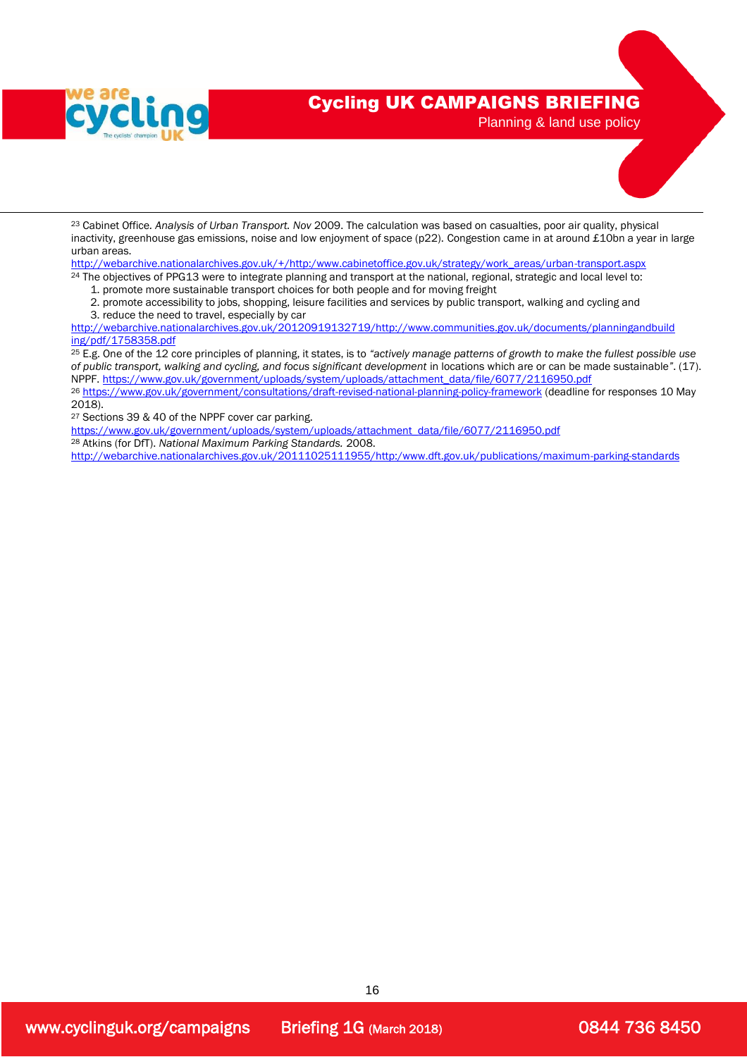[23] Cabinet Office. *Analysis of Urban Transport. Nov* 2009. The calculation was based on casualties, poor air quality, physical inactivity, greenhouse gas emissions, noise and low enjoyment of space (p22). Congestion came in at around £10bn a year in large urban areas.
http://webarchive.nationalarchives.gov.uk/+/http:/www.cabinetoffice.gov.uk/strategy/work_areas/urban-transport.aspx

[24] The objectives of PPG13 were to integrate planning and transport at the national, regional, strategic and local level to:

1. promote more sustainable transport choices for both people and for moving freight
2. promote accessibility to jobs, shopping, leisure facilities and services by public transport, walking and cycling and
3. reduce the need to travel, especially by car

http://webarchive.nationalarchives.gov.uk/20120919132719/http://www.communities.gov.uk/documents/planningandbuilding/pdf/1758358.pdf

[25] E.g. One of the 12 core principles of planning, it states, is to *"actively manage patterns of growth to make the fullest possible use of public transport, walking and cycling, and focus significant development* in locations which are or can be made sustainable*"*. (17). NPPF. https://www.gov.uk/government/uploads/system/uploads/attachment_data/file/6077/2116950.pdf

[26] https://www.gov.uk/government/consultations/draft-revised-national-planning-policy-framework (deadline for responses 10 May 2018).

[27] Sections 39 & 40 of the NPPF cover car parking.
https://www.gov.uk/government/uploads/system/uploads/attachment_data/file/6077/2116950.pdf

[28] Atkins (for DfT). *National Maximum Parking Standards.* 2008.
http://webarchive.nationalarchives.gov.uk/20111025111955/http:/www.dft.gov.uk/publications/maximum-parking-standards